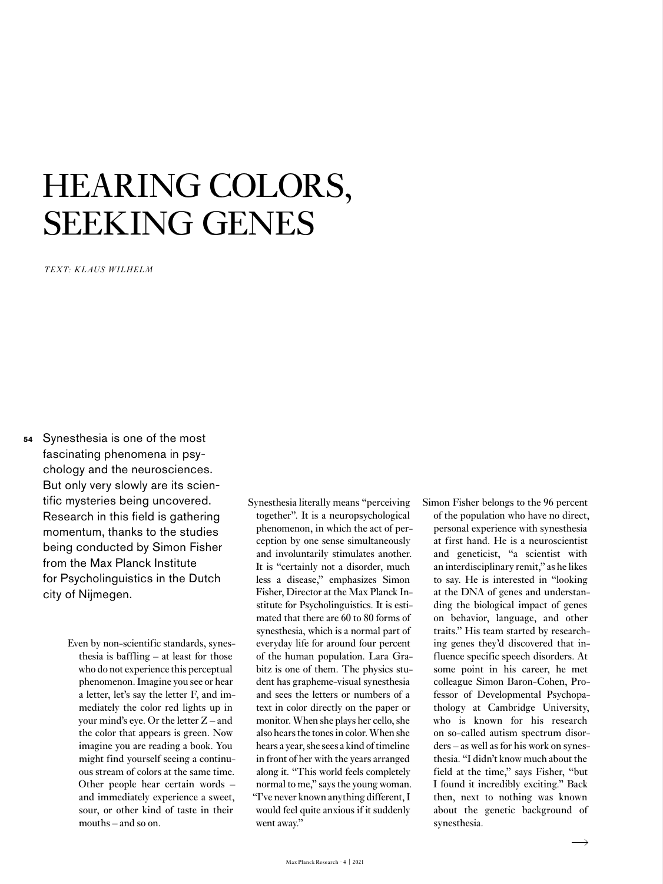# HEARING COLORS, SEEKING GENES

*TEXT: KLAUS WILHELM*

Synesthesia is one of the most fascinating phenomena in psychology and the neurosciences. But only very slowly are its scientific mysteries being uncovered. Research in this field is gathering momentum, thanks to the studies being conducted by Simon Fisher from the Max Planck Institute for Psycholinguistics in the Dutch city of Nijmegen.

Even by non-scientific standards, synesthesia is baffling – at least for those who do not experience this perceptual phenomenon. Imagine you see or hear a letter, let's say the letter F, and immediately the color red lights up in your mind's eye. Or the letter Z – and the color that appears is green. Now imagine you are reading a book. You might find yourself seeing a continuous stream of colors at the same time. Other people hear certain words – and immediately experience a sweet, sour, or other kind of taste in their mouths – and so on.

Synesthesia literally means "perceiving together". It is a neuropsychological phenomenon, in which the act of perception by one sense simultaneously and involuntarily stimulates another. It is "certainly not a disorder, much less a disease," emphasizes Simon Fisher, Director at the Max Planck Institute for Psycholinguistics. It is estimated that there are 60 to 80 forms of synesthesia, which is a normal part of everyday life for around four percent of the human population. Lara Grabitz is one of them. The physics student has grapheme-visual synesthesia and sees the letters or numbers of a text in color directly on the paper or monitor. When she plays her cello, she also hears the tones in color. When she hears a year, she sees a kind of timeline in front of her with the years arranged along it. "This world feels completely normal to me," says the young woman. "I've never known anything different, I would feel quite anxious if it suddenly went away."

Simon Fisher belongs to the 96 percent of the population who have no direct, personal experience with synesthesia at first hand. He is a neuroscientist and geneticist, "a scientist with an interdisciplinary remit," as he likes to say. He is interested in "looking at the DNA of genes and understanding the biological impact of genes on behavior, language, and other traits." His team started by researching genes they'd discovered that influence specific speech disorders. At some point in his career, he met colleague Simon Baron-Cohen, Professor of Developmental Psychopathology at Cambridge University, who is known for his research on so-called autism spectrum disorders – as well as for his work on synesthesia. "I didn't know much about the field at the time," says Fisher, "but I found it incredibly exciting." Back then, next to nothing was known about the genetic background of synesthesia.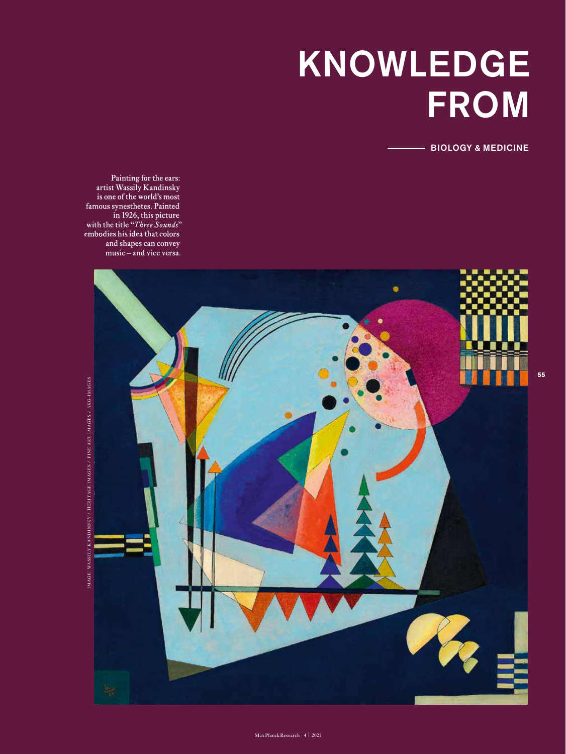# KNOWLEDGE FROM

BIOLOGY & MEDICINE

Painting for the ears: artist Wassily Kandinsky is one of the world's most famous synesthetes. Painted in 1926, this picture with the title "*Three Sounds*" embodies his idea that colors and shapes can convey music – and vice versa.

IMAGE: WASSILY KANDINSKY / HERITAGE IMAGES / FINE ART IMAGES / AKG-IMAGES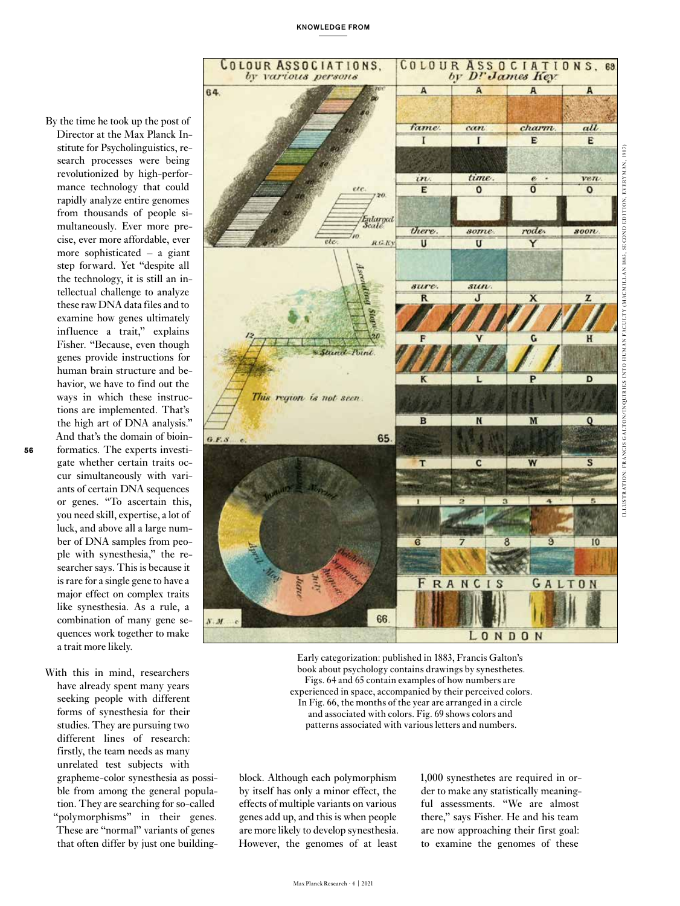By the time he took up the post of Director at the Max Planck Institute for Psycholinguistics, research processes were being revolutionized by high-performance technology that could rapidly analyze entire genomes from thousands of people simultaneously. Ever more precise, ever more affordable, ever more sophisticated – a giant step forward. Yet "despite all the technology, it is still an intellectual challenge to analyze these raw DNA data files and to examine how genes ultimately influence a trait," explains Fisher. "Because, even though genes provide instructions for human brain structure and behavior, we have to find out the ways in which these instructions are implemented. That's the high art of DNA analysis." And that's the domain of bioinformatics. The experts investigate whether certain traits occur simultaneously with variants of certain DNA sequences or genes. "To ascertain this, you need skill, expertise, a lot of luck, and above all a large number of DNA samples from people with synesthesia," the researcher says. This is because it is rare for a single gene to have a major effect on complex traits like synesthesia. As a rule, a combination of many gene sequences work together to make a trait more likely.

With this in mind, researchers have already spent many years seeking people with different forms of synesthesia for their studies. They are pursuing two different lines of research: firstly, the team needs as many unrelated test subjects with grapheme-color synesthesia as possible from among the general population. They are searching for so-called "polymorphisms" in their genes. These are "normal" variants of genes that often differ by just one building-block. Although each polymorphism by itself has only a minor effect, the effects of multiple variants on various genes add up, and this is when people are more likely to develop synesthesia. However, the genomes of at least 1,000 synesthetes are required in order to make any statistically meaningful assessments. "We are almost there," says Fisher. He and his team are now approaching their first goal: to examine the genomes of these

Early categorization: published in 1883, Francis Galton's book about psychology contains drawings by synesthetes. Figs. 64 and 65 contain examples of how numbers are experienced in space, accompanied by their perceived colors. In Fig. 66, the months of the year are arranged in a circle and associated with colors. Fig. 69 shows colors and patterns associated with various letters and numbers.

Illustration: Francis Galton/Inquiries into Human Faculty (Macmillan 1883, second edition, Everyman, 1907)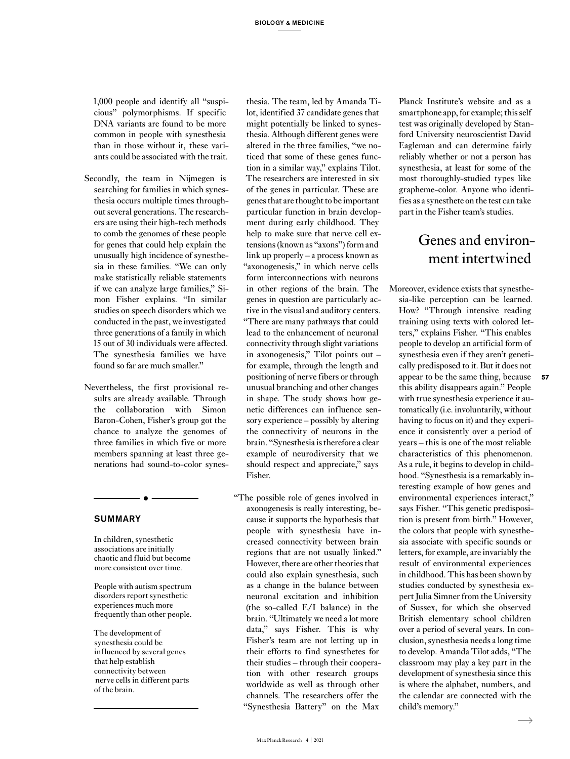1,000 people and identify all "suspicious" polymorphisms. If specific DNA variants are found to be more common in people with synesthesia than in those without it, these variants could be associated with the trait.

Secondly, the team in Nijmegen is searching for families in which synesthesia occurs multiple times throughout several generations. The researchers are using their high-tech methods to comb the genomes of these people for genes that could help explain the unusually high incidence of synesthesia in these families. "We can only make statistically reliable statements if we can analyze large families," Simon Fisher explains. "In similar studies on speech disorders which we conducted in the past, we investigated three generations of a family in which 15 out of 30 individuals were affected. The synesthesia families we have found so far are much smaller."

Nevertheless, the first provisional results are already available. Through the collaboration with Simon Baron-Cohen, Fisher's group got the chance to analyze the genomes of three families in which five or more members spanning at least three generations had sound-to-color synesthesia. The team, led by Amanda Tilot, identified 37 candidate genes that might potentially be linked to synesthesia. Although different genes were altered in the three families, "we noticed that some of these genes function in a similar way," explains Tilot. The researchers are interested in six of the genes in particular. These are genes that are thought to be important particular function in brain development during early childhood. They help to make sure that nerve cell extensions (known as "axons") form and link up properly – a process known as "axonogenesis," in which nerve cells form interconnections with neurons in other regions of the brain. The genes in question are particularly active in the visual and auditory centers. "There are many pathways that could lead to the enhancement of neuronal connectivity through slight variations in axonogenesis," Tilot points out – for example, through the length and positioning of nerve fibers or through unusual branching and other changes in shape. The study shows how genetic differences can influence sensory experience – possibly by altering the connectivity of neurons in the brain. "Synesthesia is therefore a clear example of neurodiversity that we should respect and appreciate," says Fisher.

"The possible role of genes involved in axonogenesis is really interesting, because it supports the hypothesis that people with synesthesia have increased connectivity between brain regions that are not usually linked." However, there are other theories that could also explain synesthesia, such as a change in the balance between neuronal excitation and inhibition (the so-called E/I balance) in the brain. "Ultimately we need a lot more data," says Fisher. This is why Fisher's team are not letting up in their efforts to find synesthetes for their studies – through their cooperation with other research groups worldwide as well as through other channels. The researchers offer the "Synesthesia Battery" on the Max Planck Institute's website and as a smartphone app, for example; this self test was originally developed by Stanford University neuroscientist David Eagleman and can determine fairly reliably whether or not a person has synesthesia, at least for some of the most thoroughly-studied types like grapheme-color. Anyone who identifies as a synesthete on the test can take part in the Fisher team's studies.

### SUMMARY

In children, synesthetic associations are initially chaotic and fluid but become more consistent over time.

People with autism spectrum disorders report synesthetic experiences much more frequently than other people.

The development of synesthesia could be influenced by several genes that help establish connectivity between nerve cells in different parts of the brain.

## Genes and environment intertwined

Moreover, evidence exists that synesthesia-like perception can be learned. How? "Through intensive reading training using texts with colored letters," explains Fisher. "This enables people to develop an artificial form of synesthesia even if they aren't genetically predisposed to it. But it does not appear to be the same thing, because this ability disappears again." People with true synesthesia experience it automatically (i.e. involuntarily, without having to focus on it) and they experience it consistently over a period of years – this is one of the most reliable characteristics of this phenomenon. As a rule, it begins to develop in childhood. "Synesthesia is a remarkably interesting example of how genes and environmental experiences interact," says Fisher. "This genetic predisposition is present from birth." However, the colors that people with synesthesia associate with specific sounds or letters, for example, are invariably the result of environmental experiences in childhood. This has been shown by studies conducted by synesthesia expert Julia Simner from the University of Sussex, for which she observed British elementary school children over a period of several years. In conclusion, synesthesia needs a long time to develop. Amanda Tilot adds, "The classroom may play a key part in the development of synesthesia since this is where the alphabet, numbers, and the calendar are connected with the child's memory."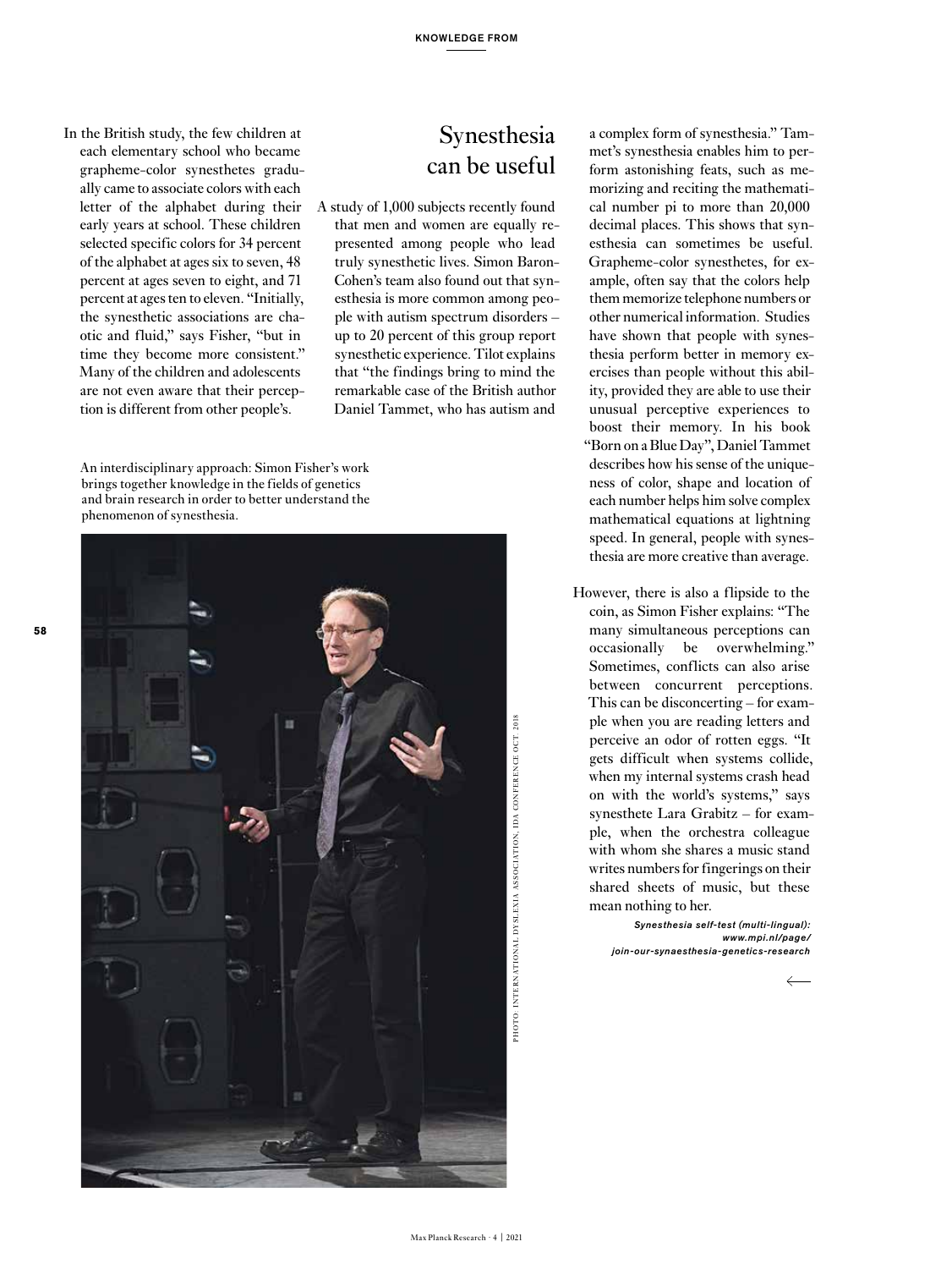In the British study, the few children at each elementary school who became grapheme-color synesthetes gradually came to associate colors with each letter of the alphabet during their early years at school. These children selected specific colors for 34 percent of the alphabet at ages six to seven, 48 percent at ages seven to eight, and 71 percent at ages ten to eleven. "Initially, the synesthetic associations are chaotic and fluid," says Fisher, "but in time they become more consistent." Many of the children and adolescents are not even aware that their perception is different from other people's.

An interdisciplinary approach: Simon Fisher's work brings together knowledge in the fields of genetics and brain research in order to better understand the phenomenon of synesthesia.

PHOTO: INTERNATIONAL DYSLEXIA ASSOCIATION, IDA CONFERENCE OCT. 2018

## Synesthesia can be useful

A study of 1,000 subjects recently found that men and women are equally represented among people who lead truly synesthetic lives. Simon Baron-Cohen's team also found out that synesthesia is more common among people with autism spectrum disorders – up to 20 percent of this group report synesthetic experience. Tilot explains that "the findings bring to mind the remarkable case of the British author Daniel Tammet, who has autism and a complex form of synesthesia." Tammet's synesthesia enables him to perform astonishing feats, such as memorizing and reciting the mathematical number pi to more than 20,000 decimal places. This shows that synesthesia can sometimes be useful. Grapheme-color synesthetes, for example, often say that the colors help them memorize telephone numbers or other numerical information. Studies have shown that people with synesthesia perform better in memory exercises than people without this ability, provided they are able to use their unusual perceptive experiences to boost their memory. In his book "Born on a Blue Day", Daniel Tammet describes how his sense of the uniqueness of color, shape and location of each number helps him solve complex mathematical equations at lightning speed. In general, people with synesthesia are more creative than average.

However, there is also a flipside to the coin, as Simon Fisher explains: "The many simultaneous perceptions can occasionally be overwhelming." Sometimes, conflicts can also arise between concurrent perceptions. This can be disconcerting – for example when you are reading letters and perceive an odor of rotten eggs. "It gets difficult when systems collide, when my internal systems crash head on with the world's systems," says synesthete Lara Grabitz – for example, when the orchestra colleague with whom she shares a music stand writes numbers for fingerings on their shared sheets of music, but these mean nothing to her.

***Synesthesia self-test (multi-lingual): www.mpi.nl/page/join-our-synaesthesia-genetics-research***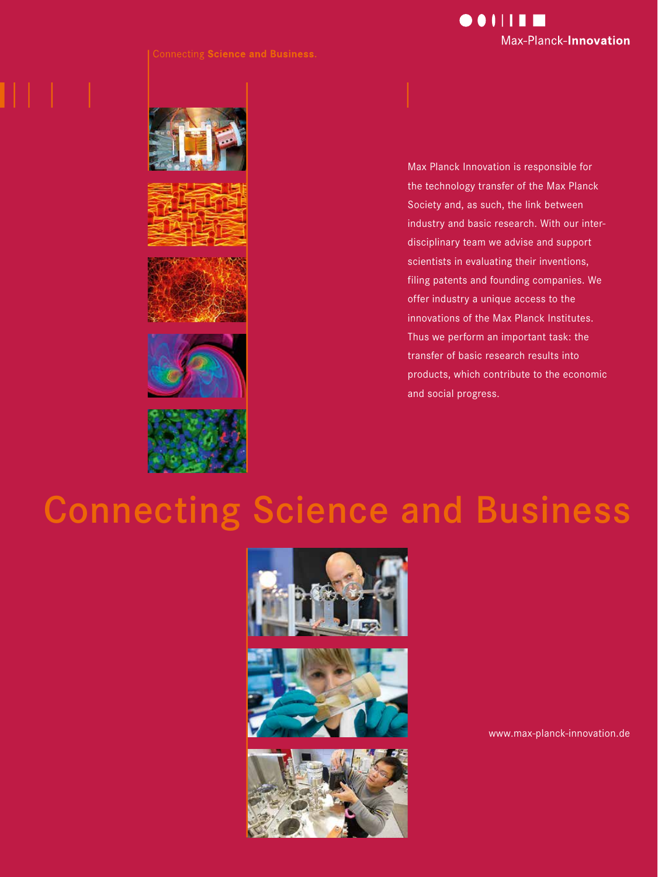Max-Planck-**Innovation**

Connecting **Science and Business.**

Max Planck Innovation is responsible for the technology transfer of the Max Planck Society and, as such, the link between industry and basic research. With our interdisciplinary team we advise and support scientists in evaluating their inventions, filing patents and founding companies. We offer industry a unique access to the innovations of the Max Planck Institutes. Thus we perform an important task: the transfer of basic research results into products, which contribute to the economic and social progress.

# Connecting Science and Business

www.max-planck-innovation.de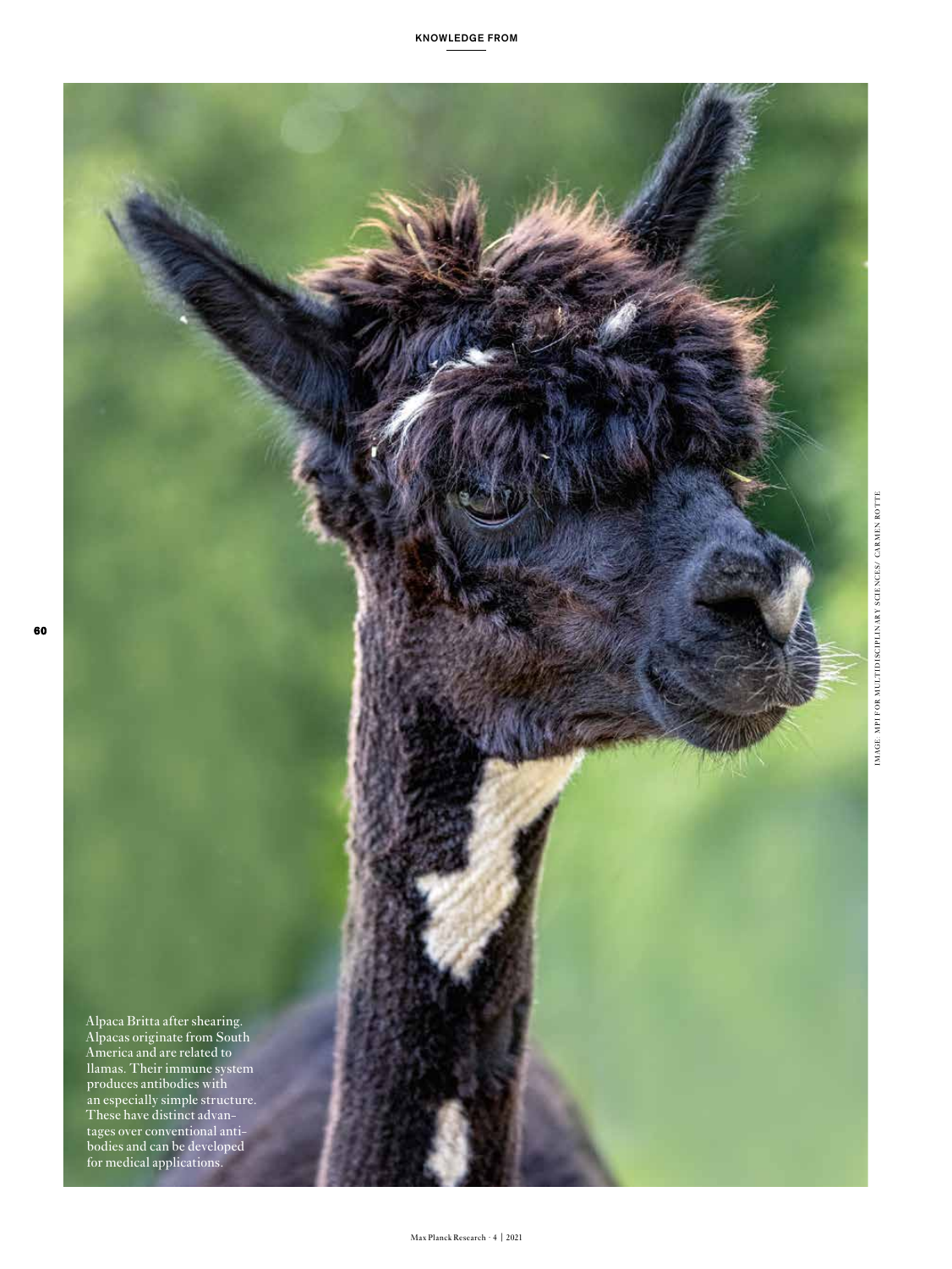Alpaca Britta after shearing. Alpacas originate from South America and are related to llamas. Their immune system produces antibodies with an especially simple structure. These have distinct advantages over conventional antibodies and can be developed for medical applications.

IMAGE: MPI FOR MULTIDISCIPLINARY SCIENCES/ CARMEN ROTTE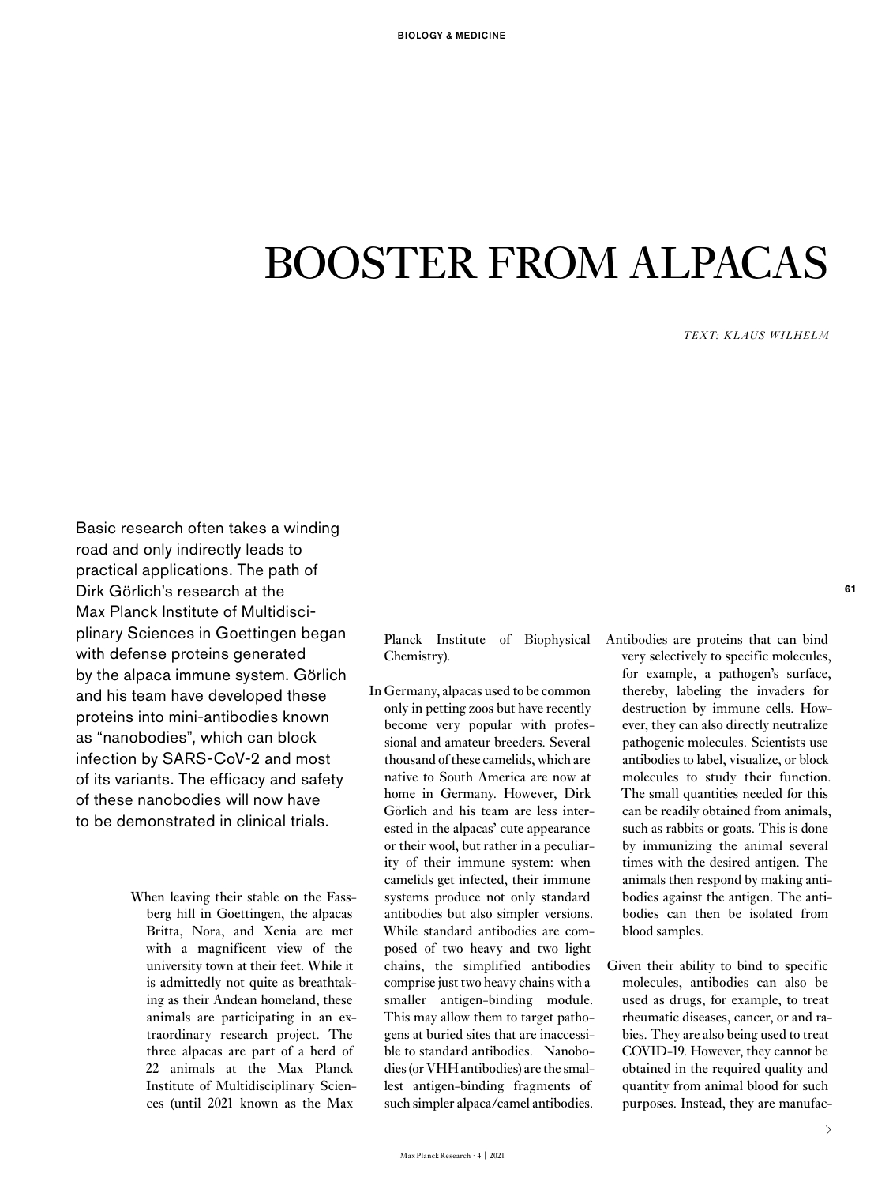# BOOSTER FROM ALPACAS

*TEXT: KLAUS WILHELM*

Basic research often takes a winding road and only indirectly leads to practical applications. The path of Dirk Görlich's research at the Max Planck Institute of Multidisciplinary Sciences in Goettingen began with defense proteins generated by the alpaca immune system. Görlich and his team have developed these proteins into mini-antibodies known as "nanobodies", which can block infection by SARS-CoV-2 and most of its variants. The efficacy and safety of these nanobodies will now have to be demonstrated in clinical trials.

When leaving their stable on the Fassberg hill in Goettingen, the alpacas Britta, Nora, and Xenia are met with a magnificent view of the university town at their feet. While it is admittedly not quite as breathtaking as their Andean homeland, these animals are participating in an extraordinary research project. The three alpacas are part of a herd of 22 animals at the Max Planck Institute of Multidisciplinary Sciences (until 2021 known as the Max Planck Institute of Biophysical Chemistry).

In Germany, alpacas used to be common only in petting zoos but have recently become very popular with professional and amateur breeders. Several thousand of these camelids, which are native to South America are now at home in Germany. However, Dirk Görlich and his team are less interested in the alpacas' cute appearance or their wool, but rather in a peculiarity of their immune system: when camelids get infected, their immune systems produce not only standard antibodies but also simpler versions. While standard antibodies are composed of two heavy and two light chains, the simplified antibodies comprise just two heavy chains with a smaller antigen-binding module. This may allow them to target pathogens at buried sites that are inaccessible to standard antibodies. Nanobodies (or VHH antibodies) are the smallest antigen-binding fragments of such simpler alpaca/camel antibodies.

Antibodies are proteins that can bind very selectively to specific molecules, for example, a pathogen's surface, thereby, labeling the invaders for destruction by immune cells. However, they can also directly neutralize pathogenic molecules. Scientists use antibodies to label, visualize, or block molecules to study their function. The small quantities needed for this can be readily obtained from animals, such as rabbits or goats. This is done by immunizing the animal several times with the desired antigen. The animals then respond by making antibodies against the antigen. The antibodies can then be isolated from blood samples.

Given their ability to bind to specific molecules, antibodies can also be used as drugs, for example, to treat rheumatic diseases, cancer, or and rabies. They are also being used to treat COVID-19. However, they cannot be obtained in the required quality and quantity from animal blood for such purposes. Instead, they are manufac-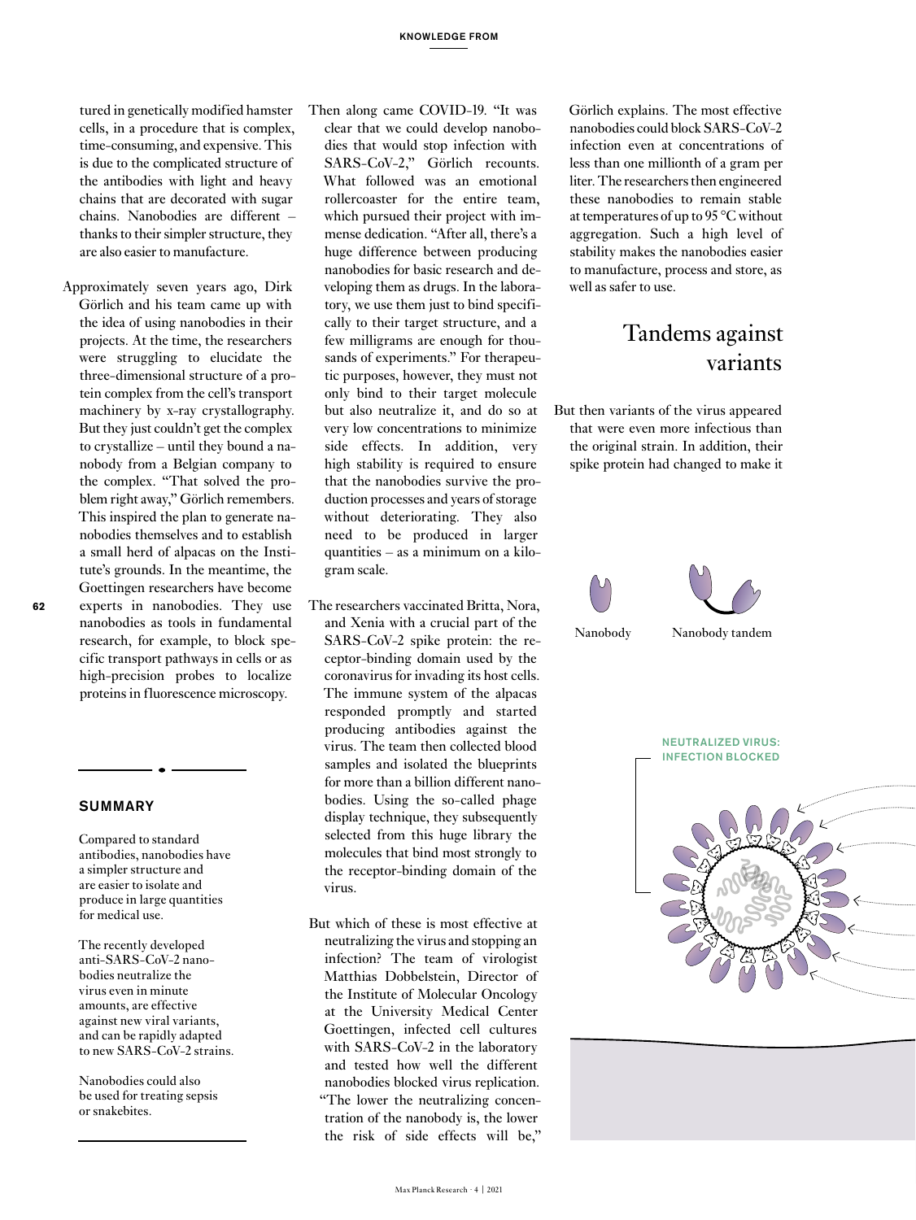tured in genetically modified hamster cells, in a procedure that is complex, time-consuming, and expensive. This is due to the complicated structure of the antibodies with light and heavy chains that are decorated with sugar chains. Nanobodies are different – thanks to their simpler structure, they are also easier to manufacture.

Approximately seven years ago, Dirk Görlich and his team came up with the idea of using nanobodies in their projects. At the time, the researchers were struggling to elucidate the three-dimensional structure of a protein complex from the cell's transport machinery by x-ray crystallography. But they just couldn't get the complex to crystallize – until they bound a nanobody from a Belgian company to the complex. "That solved the problem right away," Görlich remembers. This inspired the plan to generate nanobodies themselves and to establish a small herd of alpacas on the Institute's grounds. In the meantime, the Goettingen researchers have become experts in nanobodies. They use nanobodies as tools in fundamental research, for example, to block specific transport pathways in cells or as high-precision probes to localize proteins in fluorescence microscopy.

### SUMMARY

Compared to standard antibodies, nanobodies have a simpler structure and are easier to isolate and produce in large quantities for medical use.

The recently developed anti-SARS-CoV-2 nanobodies neutralize the virus even in minute amounts, are effective against new viral variants, and can be rapidly adapted to new SARS-CoV-2 strains.

Nanobodies could also be used for treating sepsis or snakebites.

Then along came COVID-19. "It was clear that we could develop nanobodies that would stop infection with SARS-CoV-2," Görlich recounts. What followed was an emotional rollercoaster for the entire team, which pursued their project with immense dedication. "After all, there's a huge difference between producing nanobodies for basic research and developing them as drugs. In the laboratory, we use them just to bind specifically to their target structure, and a few milligrams are enough for thousands of experiments." For therapeutic purposes, however, they must not only bind to their target molecule but also neutralize it, and do so at very low concentrations to minimize side effects. In addition, very high stability is required to ensure that the nanobodies survive the production processes and years of storage without deteriorating. They also need to be produced in larger quantities – as a minimum on a kilogram scale.

The researchers vaccinated Britta, Nora, and Xenia with a crucial part of the SARS-CoV-2 spike protein: the receptor-binding domain used by the coronavirus for invading its host cells. The immune system of the alpacas responded promptly and started producing antibodies against the virus. The team then collected blood samples and isolated the blueprints for more than a billion different nanobodies. Using the so-called phage display technique, they subsequently selected from this huge library the molecules that bind most strongly to the receptor-binding domain of the virus.

But which of these is most effective at neutralizing the virus and stopping an infection? The team of virologist Matthias Dobbelstein, Director of the Institute of Molecular Oncology at the University Medical Center Goettingen, infected cell cultures with SARS-CoV-2 in the laboratory and tested how well the different nanobodies blocked virus replication. "The lower the neutralizing concentration of the nanobody is, the lower the risk of side effects will be," Görlich explains. The most effective nanobodies could block SARS-CoV-2 infection even at concentrations of less than one millionth of a gram per liter. The researchers then engineered these nanobodies to remain stable at temperatures of up to 95 °C without aggregation. Such a high level of stability makes the nanobodies easier to manufacture, process and store, as well as safer to use.

## Tandems against variants

But then variants of the virus appeared that were even more infectious than the original strain. In addition, their spike protein had changed to make it

Nanobody

Nanobody tandem

NEUTRALIZED VIRUS: INFECTION BLOCKED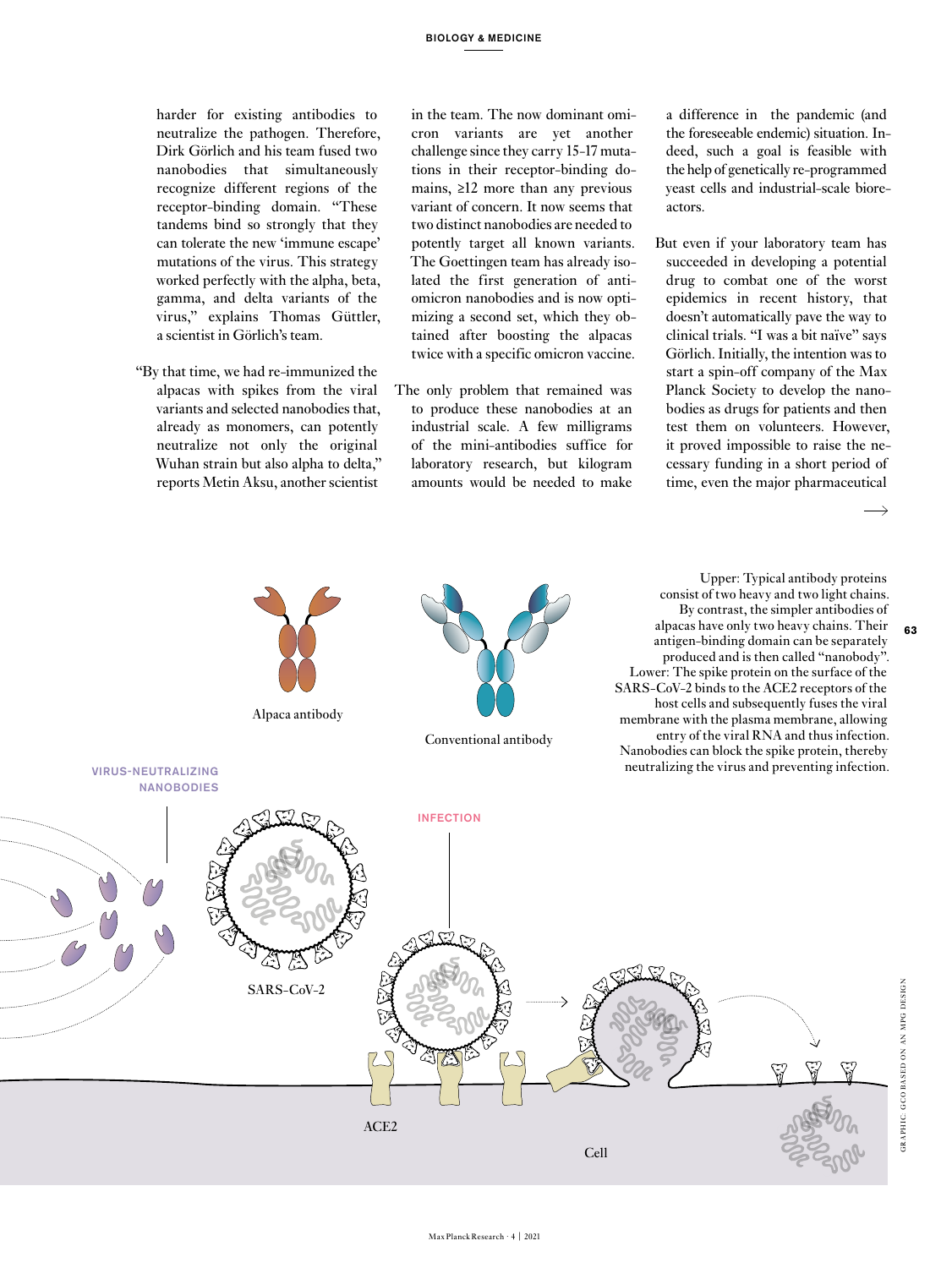harder for existing antibodies to neutralize the pathogen. Therefore, Dirk Görlich and his team fused two nanobodies that simultaneously recognize different regions of the receptor-binding domain. "These tandems bind so strongly that they can tolerate the new 'immune escape' mutations of the virus. This strategy worked perfectly with the alpha, beta, gamma, and delta variants of the virus," explains Thomas Güttler, a scientist in Görlich's team.

"By that time, we had re-immunized the alpacas with spikes from the viral variants and selected nanobodies that, already as monomers, can potently neutralize not only the original Wuhan strain but also alpha to delta," reports Metin Aksu, another scientist in the team. The now dominant omicron variants are yet another challenge since they carry 15-17 mutations in their receptor-binding domains, ≥12 more than any previous variant of concern. It now seems that two distinct nanobodies are needed to potently target all known variants. The Goettingen team has already isolated the first generation of anti-omicron nanobodies and is now optimizing a second set, which they obtained after boosting the alpacas twice with a specific omicron vaccine.

The only problem that remained was to produce these nanobodies at an industrial scale. A few milligrams of the mini-antibodies suffice for laboratory research, but kilogram amounts would be needed to make a difference in the pandemic (and the foreseeable endemic) situation. Indeed, such a goal is feasible with the help of genetically re-programmed yeast cells and industrial-scale bioreactors.

But even if your laboratory team has succeeded in developing a potential drug to combat one of the worst epidemics in recent history, that doesn't automatically pave the way to clinical trials. "I was a bit naïve" says Görlich. Initially, the intention was to start a spin-off company of the Max Planck Society to develop the nanobodies as drugs for patients and then test them on volunteers. However, it proved impossible to raise the necessary funding in a short period of time, even the major pharmaceutical

Alpaca antibody

Conventional antibody

Upper: Typical antibody proteins consist of two heavy and two light chains. By contrast, the simpler antibodies of alpacas have only two heavy chains. Their antigen-binding domain can be separately produced and is then called "nanobody". Lower: The spike protein on the surface of the SARS-CoV-2 binds to the ACE2 receptors of the host cells and subsequently fuses the viral membrane with the plasma membrane, allowing entry of the viral RNA and thus infection. Nanobodies can block the spike protein, thereby neutralizing the virus and preventing infection.

VIRUS-NEUTRALIZING NANOBODIES

INFECTION

SARS-CoV-2

ACE2

Cell

GRAPHIC: GCO BASED ON AN MPG DESIGN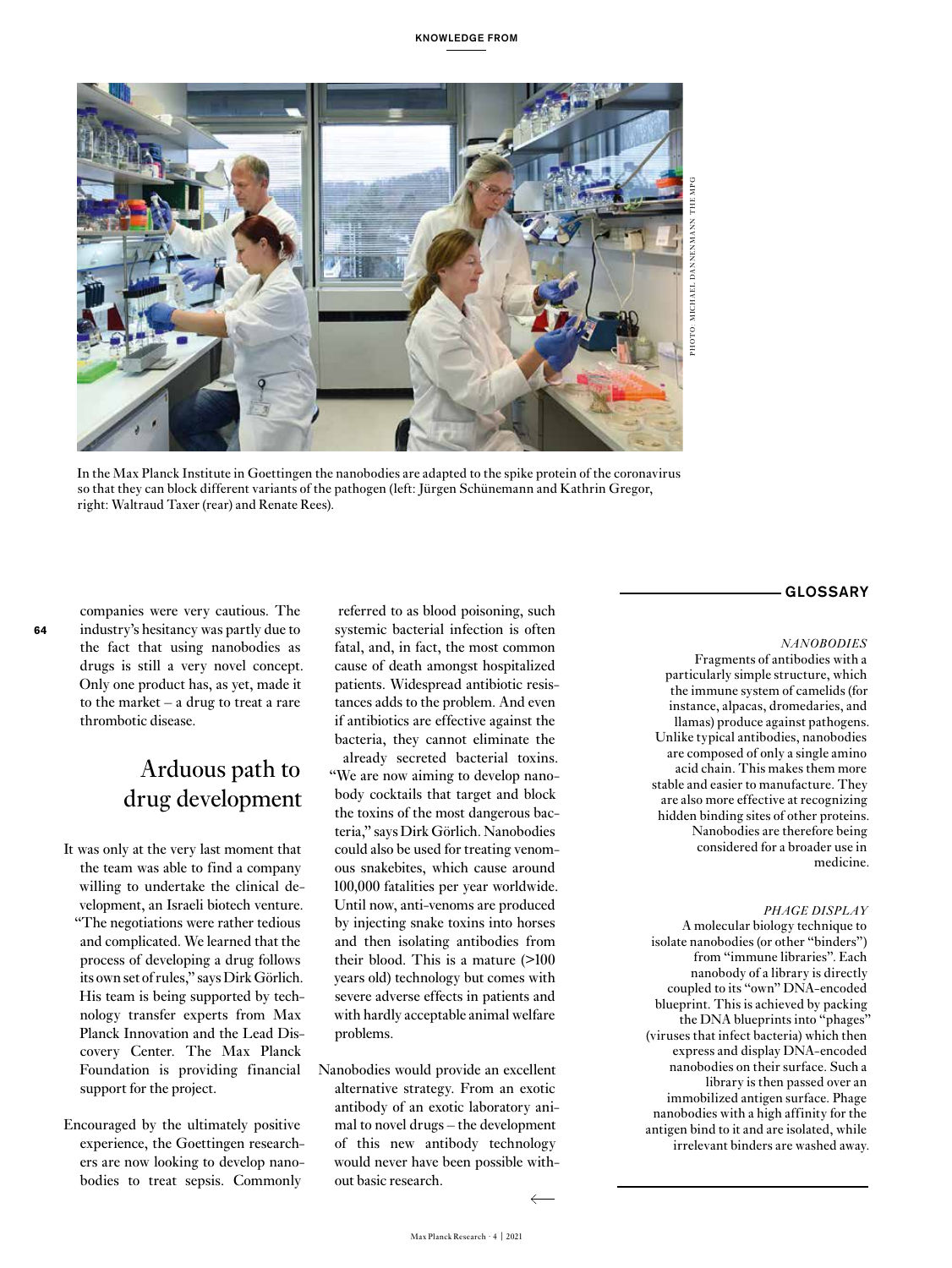In the Max Planck Institute in Goettingen the nanobodies are adapted to the spike protein of the coronavirus so that they can block different variants of the pathogen (left: Jürgen Schünemann and Kathrin Gregor, right: Waltraud Taxer (rear) and Renate Rees).

companies were very cautious. The industry's hesitancy was partly due to the fact that using nanobodies as drugs is still a very novel concept. Only one product has, as yet, made it to the market – a drug to treat a rare thrombotic disease.

## Arduous path to drug development

It was only at the very last moment that the team was able to find a company willing to undertake the clinical development, an Israeli biotech venture. "The negotiations were rather tedious and complicated. We learned that the process of developing a drug follows its own set of rules," says Dirk Görlich. His team is being supported by technology transfer experts from Max Planck Innovation and the Lead Discovery Center. The Max Planck Foundation is providing financial support for the project.

Encouraged by the ultimately positive experience, the Goettingen researchers are now looking to develop nanobodies to treat sepsis. Commonly referred to as blood poisoning, such systemic bacterial infection is often fatal, and, in fact, the most common cause of death amongst hospitalized patients. Widespread antibiotic resistances adds to the problem. And even if antibiotics are effective against the bacteria, they cannot eliminate the already secreted bacterial toxins. "We are now aiming to develop nanobody cocktails that target and block the toxins of the most dangerous bacteria," says Dirk Görlich. Nanobodies could also be used for treating venomous snakebites, which cause around 100,000 fatalities per year worldwide. Until now, anti-venoms are produced by injecting snake toxins into horses and then isolating antibodies from their blood. This is a mature (>100 years old) technology but comes with severe adverse effects in patients and with hardly acceptable animal welfare problems.

Nanobodies would provide an excellent alternative strategy. From an exotic antibody of an exotic laboratory animal to novel drugs – the development of this new antibody technology would never have been possible without basic research.

### GLOSSARY

*NANOBODIES*

Fragments of antibodies with a particularly simple structure, which the immune system of camelids (for instance, alpacas, dromedaries, and llamas) produce against pathogens. Unlike typical antibodies, nanobodies are composed of only a single amino acid chain. This makes them more stable and easier to manufacture. They are also more effective at recognizing hidden binding sites of other proteins. Nanobodies are therefore being considered for a broader use in medicine.

*PHAGE DISPLAY*

A molecular biology technique to isolate nanobodies (or other "binders") from "immune libraries". Each nanobody of a library is directly coupled to its "own" DNA-encoded blueprint. This is achieved by packing the DNA blueprints into "phages" (viruses that infect bacteria) which then express and display DNA-encoded nanobodies on their surface. Such a library is then passed over an immobilized antigen surface. Phage nanobodies with a high affinity for the antigen bind to it and are isolated, while irrelevant binders are washed away.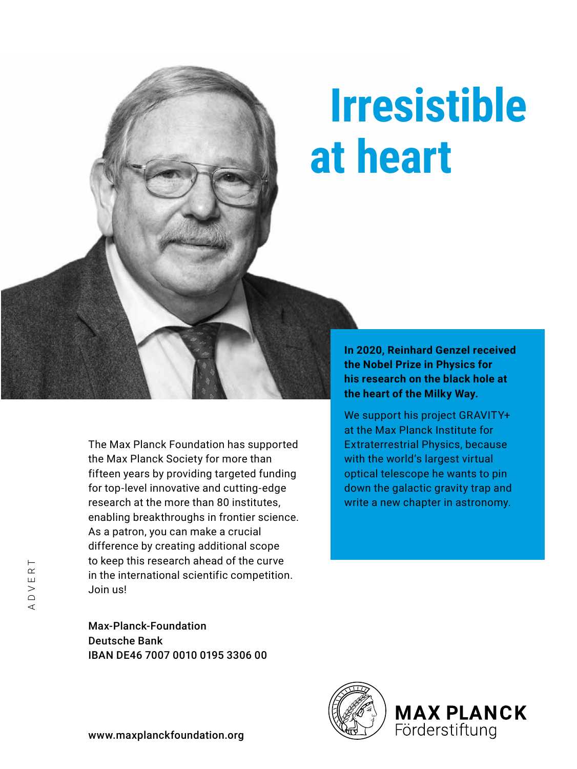# Irresistible at heart

**In 2020, Reinhard Genzel received the Nobel Prize in Physics for his research on the black hole at the heart of the Milky Way.**

We support his project GRAVITY+ at the Max Planck Institute for Extraterrestrial Physics, because with the world's largest virtual optical telescope he wants to pin down the galactic gravity trap and write a new chapter in astronomy.

The Max Planck Foundation has supported the Max Planck Society for more than fifteen years by providing targeted funding for top-level innovative and cutting-edge research at the more than 80 institutes, enabling breakthroughs in frontier science. As a patron, you can make a crucial difference by creating additional scope to keep this research ahead of the curve in the international scientific competition. Join us!

Max-Planck-Foundation
Deutsche Bank
IBAN DE46 7007 0010 0195 3306 00

ADVERT

www.maxplanckfoundation.org

MAX PLANCK
Förderstiftung